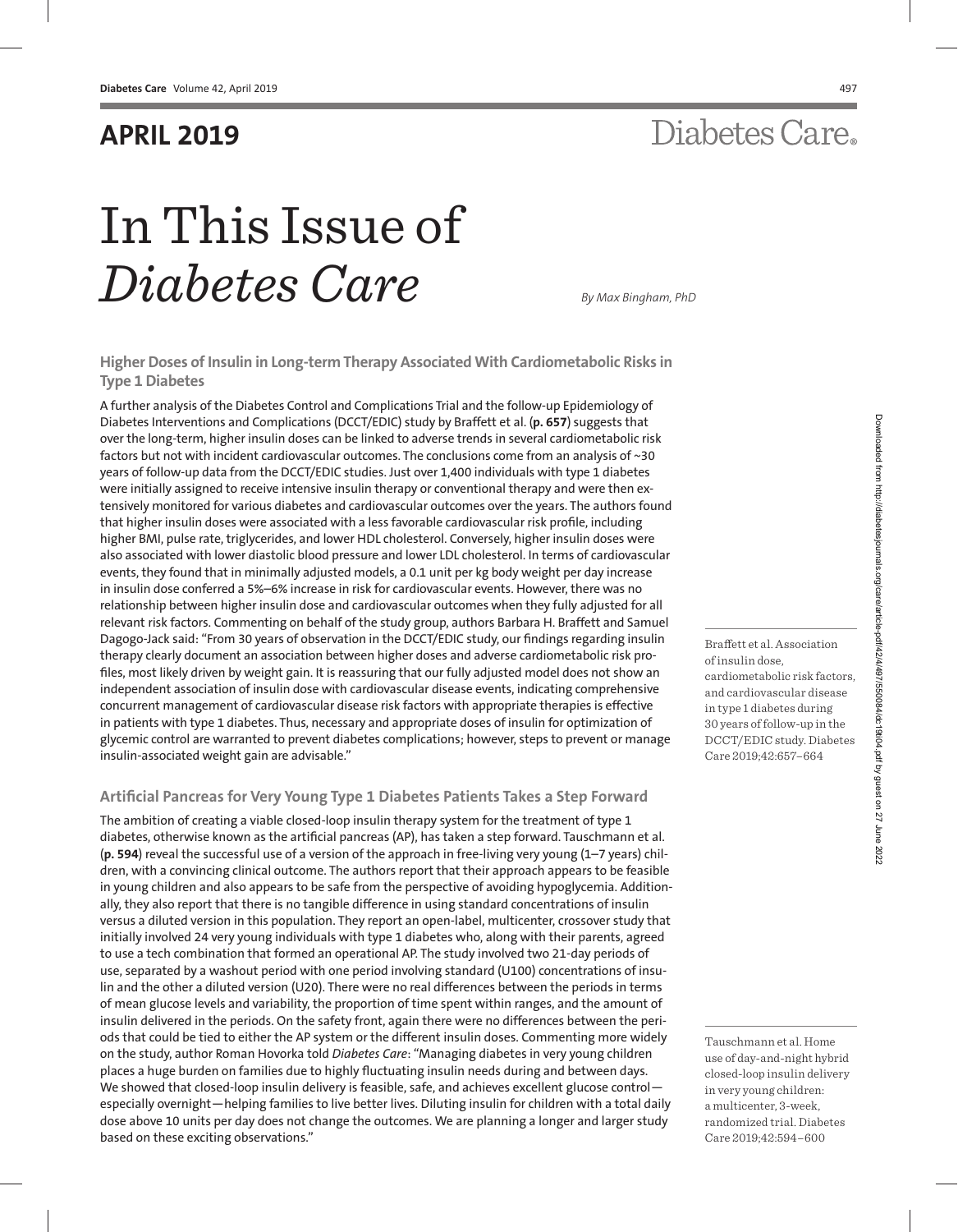# APRIL 2019

# In This Issue of *Diabetes Care*

*By Max Bingham, PhD*

## Higher Doses of Insulin in Long-term Therapy Associated With Cardiometabolic Risks in Type 1 Diabetes

A further analysis of the Diabetes Control and Complications Trial and the follow-up Epidemiology of Diabetes Interventions and Complications (DCCT/EDIC) study by Braffett et al. (**p. 657**) suggests that over the long-term, higher insulin doses can be linked to adverse trends in several cardiometabolic risk factors but not with incident cardiovascular outcomes. The conclusions come from an analysis of ~30 years of follow-up data from the DCCT/EDIC studies. Just over 1,400 individuals with type 1 diabetes were initially assigned to receive intensive insulin therapy or conventional therapy and were then extensively monitored for various diabetes and cardiovascular outcomes over the years. The authors found that higher insulin doses were associated with a less favorable cardiovascular risk profile, including higher BMI, pulse rate, triglycerides, and lower HDL cholesterol. Conversely, higher insulin doses were also associated with lower diastolic blood pressure and lower LDL cholesterol. In terms of cardiovascular events, they found that in minimally adjusted models, a 0.1 unit per kg body weight per day increase in insulin dose conferred a 5%–6% increase in risk for cardiovascular events. However, there was no relationship between higher insulin dose and cardiovascular outcomes when they fully adjusted for all relevant risk factors. Commenting on behalf of the study group, authors Barbara H. Braffett and Samuel Dagogo-Jack said: "From 30 years of observation in the DCCT/EDIC study, our findings regarding insulin therapy clearly document an association between higher doses and adverse cardiometabolic risk profiles, most likely driven by weight gain. It is reassuring that our fully adjusted model does not show an independent association of insulin dose with cardiovascular disease events, indicating comprehensive concurrent management of cardiovascular disease risk factors with appropriate therapies is effective in patients with type 1 diabetes. Thus, necessary and appropriate doses of insulin for optimization of glycemic control are warranted to prevent diabetes complications; however, steps to prevent or manage insulin-associated weight gain are advisable."

Braffett et al. Association of insulin dose, cardiometabolic risk factors, and cardiovascular disease in type 1 diabetes during 30 years of follow-up in the DCCT/EDIC study. Diabetes Care 2019;42:657–664

## Artificial Pancreas for Very Young Type 1 Diabetes Patients Takes a Step Forward

The ambition of creating a viable closed-loop insulin therapy system for the treatment of type 1 diabetes, otherwise known as the artificial pancreas (AP), has taken a step forward. Tauschmann et al. (**p. 594**) reveal the successful use of a version of the approach in free-living very young (1–7 years) children, with a convincing clinical outcome. The authors report that their approach appears to be feasible in young children and also appears to be safe from the perspective of avoiding hypoglycemia. Additionally, they also report that there is no tangible difference in using standard concentrations of insulin versus a diluted version in this population. They report an open-label, multicenter, crossover study that initially involved 24 very young individuals with type 1 diabetes who, along with their parents, agreed to use a tech combination that formed an operational AP. The study involved two 21-day periods of use, separated by a washout period with one period involving standard (U100) concentrations of insulin and the other a diluted version (U20). There were no real differences between the periods in terms of mean glucose levels and variability, the proportion of time spent within ranges, and the amount of insulin delivered in the periods. On the safety front, again there were no differences between the periods that could be tied to either the AP system or the different insulin doses. Commenting more widely on the study, author Roman Hovorka told *Diabetes Care*: "Managing diabetes in very young children places a huge burden on families due to highly fluctuating insulin needs during and between days. We showed that closed-loop insulin delivery is feasible, safe, and achieves excellent glucose control—especially overnight—helping families to live better lives. Diluting insulin for children with a total daily dose above 10 units per day does not change the outcomes. We are planning a longer and larger study based on these exciting observations."

Tauschmann et al. Home use of day-and-night hybrid closed-loop insulin delivery in very young children: a multicenter, 3-week, randomized trial. Diabetes Care 2019;42:594–600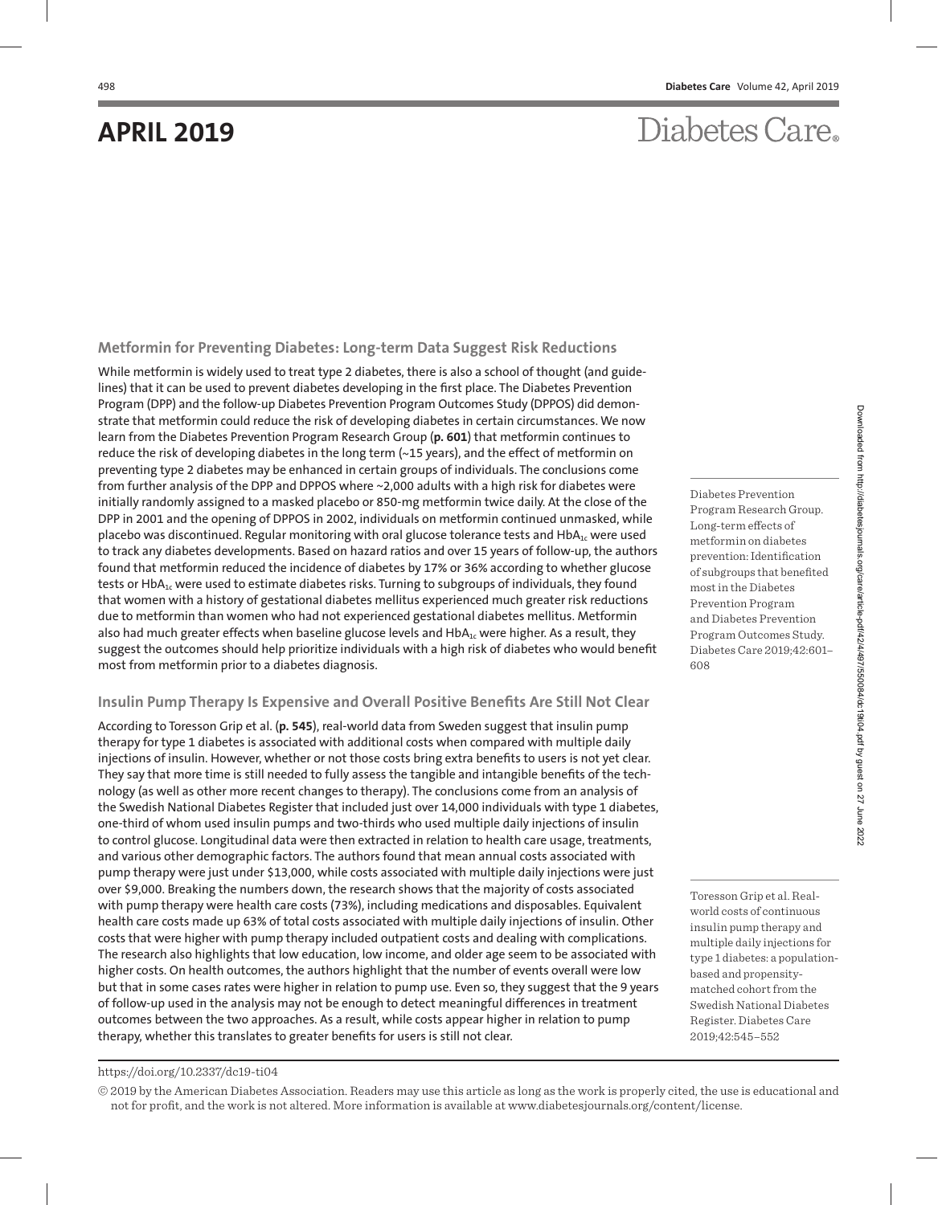# APRIL 2019

Diabetes Care.

## Metformin for Preventing Diabetes: Long-term Data Suggest Risk Reductions

While metformin is widely used to treat type 2 diabetes, there is also a school of thought (and guidelines) that it can be used to prevent diabetes developing in the first place. The Diabetes Prevention Program (DPP) and the follow-up Diabetes Prevention Program Outcomes Study (DPPOS) did demonstrate that metformin could reduce the risk of developing diabetes in certain circumstances. We now learn from the Diabetes Prevention Program Research Group (**p. 601**) that metformin continues to reduce the risk of developing diabetes in the long term (~15 years), and the effect of metformin on preventing type 2 diabetes may be enhanced in certain groups of individuals. The conclusions come from further analysis of the DPP and DPPOS where ~2,000 adults with a high risk for diabetes were initially randomly assigned to a masked placebo or 850-mg metformin twice daily. At the close of the DPP in 2001 and the opening of DPPOS in 2002, individuals on metformin continued unmasked, while placebo was discontinued. Regular monitoring with oral glucose tolerance tests and $HbA_{1c}$ were used to track any diabetes developments. Based on hazard ratios and over 15 years of follow-up, the authors found that metformin reduced the incidence of diabetes by 17% or 36% according to whether glucose tests or $HbA_{1c}$ were used to estimate diabetes risks. Turning to subgroups of individuals, they found that women with a history of gestational diabetes mellitus experienced much greater risk reductions due to metformin than women who had not experienced gestational diabetes mellitus. Metformin also had much greater effects when baseline glucose levels and $HbA_{1c}$ were higher. As a result, they suggest the outcomes should help prioritize individuals with a high risk of diabetes who would benefit most from metformin prior to a diabetes diagnosis.

Diabetes Prevention Program Research Group. Long-term effects of metformin on diabetes prevention: Identification of subgroups that benefited most in the Diabetes Prevention Program and Diabetes Prevention Program Outcomes Study. Diabetes Care 2019;42:601–608

## Insulin Pump Therapy Is Expensive and Overall Positive Benefits Are Still Not Clear

According to Toresson Grip et al. (**p. 545**), real-world data from Sweden suggest that insulin pump therapy for type 1 diabetes is associated with additional costs when compared with multiple daily injections of insulin. However, whether or not those costs bring extra benefits to users is not yet clear. They say that more time is still needed to fully assess the tangible and intangible benefits of the technology (as well as other more recent changes to therapy). The conclusions come from an analysis of the Swedish National Diabetes Register that included just over 14,000 individuals with type 1 diabetes, one-third of whom used insulin pumps and two-thirds who used multiple daily injections of insulin to control glucose. Longitudinal data were then extracted in relation to health care usage, treatments, and various other demographic factors. The authors found that mean annual costs associated with pump therapy were just under $13,000, while costs associated with multiple daily injections were just over $9,000. Breaking the numbers down, the research shows that the majority of costs associated with pump therapy were health care costs (73%), including medications and disposables. Equivalent health care costs made up 63% of total costs associated with multiple daily injections of insulin. Other costs that were higher with pump therapy included outpatient costs and dealing with complications. The research also highlights that low education, low income, and older age seem to be associated with higher costs. On health outcomes, the authors highlight that the number of events overall were low but that in some cases rates were higher in relation to pump use. Even so, they suggest that the 9 years of follow-up used in the analysis may not be enough to detect meaningful differences in treatment outcomes between the two approaches. As a result, while costs appear higher in relation to pump therapy, whether this translates to greater benefits for users is still not clear.

Toresson Grip et al. Real-world costs of continuous insulin pump therapy and multiple daily injections for type 1 diabetes: a population-based and propensity-matched cohort from the Swedish National Diabetes Register. Diabetes Care 2019;42:545–552

https://doi.org/10.2337/dc19-ti04

© 2019 by the American Diabetes Association. Readers may use this article as long as the work is properly cited, the use is educational and not for profit, and the work is not altered. More information is available at www.diabetesjournals.org/content/license.